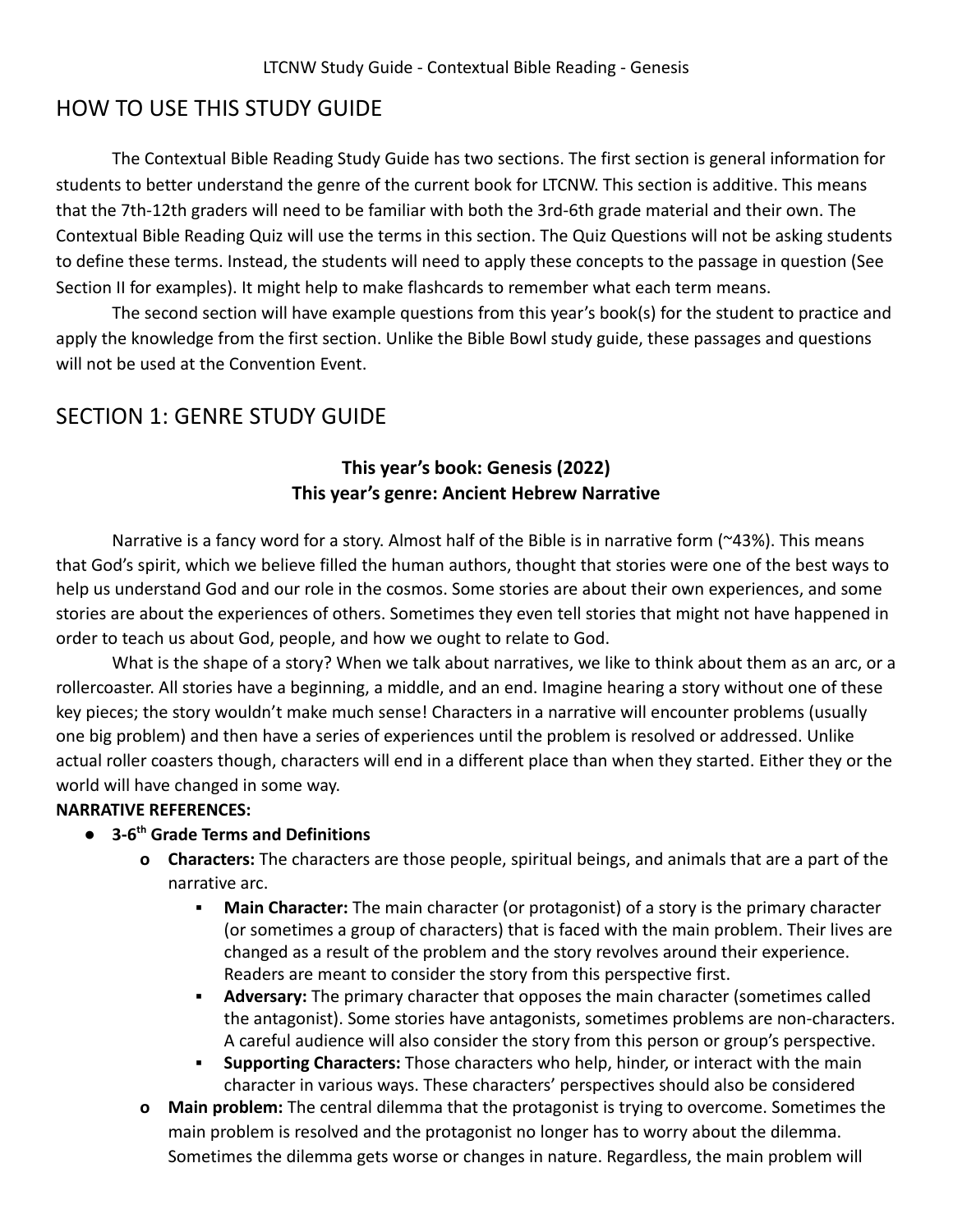# HOW TO USE THIS STUDY GUIDE

The Contextual Bible Reading Study Guide has two sections. The first section is general information for students to better understand the genre of the current book for LTCNW. This section is additive. This means that the 7th-12th graders will need to be familiar with both the 3rd-6th grade material and their own. The Contextual Bible Reading Quiz will use the terms in this section. The Quiz Questions will not be asking students to define these terms. Instead, the students will need to apply these concepts to the passage in question (See Section II for examples). It might help to make flashcards to remember what each term means.

The second section will have example questions from this year's book(s) for the student to practice and apply the knowledge from the first section. Unlike the Bible Bowl study guide, these passages and questions will not be used at the Convention Event.

# SECTION 1: GENRE STUDY GUIDE

**This year's book: Genesis (2022)**
**This year's genre: Ancient Hebrew Narrative**

Narrative is a fancy word for a story. Almost half of the Bible is in narrative form (~43%). This means that God's spirit, which we believe filled the human authors, thought that stories were one of the best ways to help us understand God and our role in the cosmos. Some stories are about their own experiences, and some stories are about the experiences of others. Sometimes they even tell stories that might not have happened in order to teach us about God, people, and how we ought to relate to God.

What is the shape of a story? When we talk about narratives, we like to think about them as an arc, or a rollercoaster. All stories have a beginning, a middle, and an end. Imagine hearing a story without one of these key pieces; the story wouldn't make much sense! Characters in a narrative will encounter problems (usually one big problem) and then have a series of experiences until the problem is resolved or addressed. Unlike actual roller coasters though, characters will end in a different place than when they started. Either they or the world will have changed in some way.

**NARRATIVE REFERENCES:**

- **3-6th Grade Terms and Definitions**
  - **Characters:** The characters are those people, spiritual beings, and animals that are a part of the narrative arc.
    - **Main Character:** The main character (or protagonist) of a story is the primary character (or sometimes a group of characters) that is faced with the main problem. Their lives are changed as a result of the problem and the story revolves around their experience. Readers are meant to consider the story from this perspective first.
    - **Adversary:** The primary character that opposes the main character (sometimes called the antagonist). Some stories have antagonists, sometimes problems are non-characters. A careful audience will also consider the story from this person or group's perspective.
    - **Supporting Characters:** Those characters who help, hinder, or interact with the main character in various ways. These characters' perspectives should also be considered
  - **Main problem:** The central dilemma that the protagonist is trying to overcome. Sometimes the main problem is resolved and the protagonist no longer has to worry about the dilemma. Sometimes the dilemma gets worse or changes in nature. Regardless, the main problem will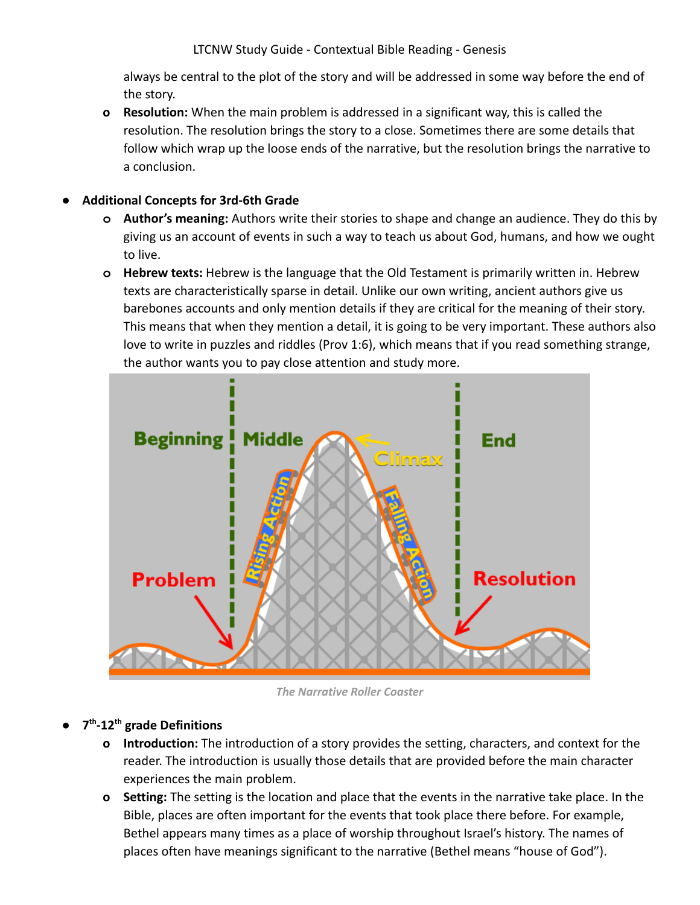always be central to the plot of the story and will be addressed in some way before the end of the story.

- **Resolution:** When the main problem is addressed in a significant way, this is called the resolution. The resolution brings the story to a close. Sometimes there are some details that follow which wrap up the loose ends of the narrative, but the resolution brings the narrative to a conclusion.

- **Additional Concepts for 3rd-6th Grade**
  - **Author's meaning:** Authors write their stories to shape and change an audience. They do this by giving us an account of events in such a way to teach us about God, humans, and how we ought to live.
  - **Hebrew texts:** Hebrew is the language that the Old Testament is primarily written in. Hebrew texts are characteristically sparse in detail. Unlike our own writing, ancient authors give us barebones accounts and only mention details if they are critical for the meaning of their story. This means that when they mention a detail, it is going to be very important. These authors also love to write in puzzles and riddles (Prov 1:6), which means that if you read something strange, the author wants you to pay close attention and study more.

*The Narrative Roller Coaster*

- **7th-12th grade Definitions**
  - **Introduction:** The introduction of a story provides the setting, characters, and context for the reader. The introduction is usually those details that are provided before the main character experiences the main problem.
  - **Setting:** The setting is the location and place that the events in the narrative take place. In the Bible, places are often important for the events that took place there before. For example, Bethel appears many times as a place of worship throughout Israel's history. The names of places often have meanings significant to the narrative (Bethel means "house of God").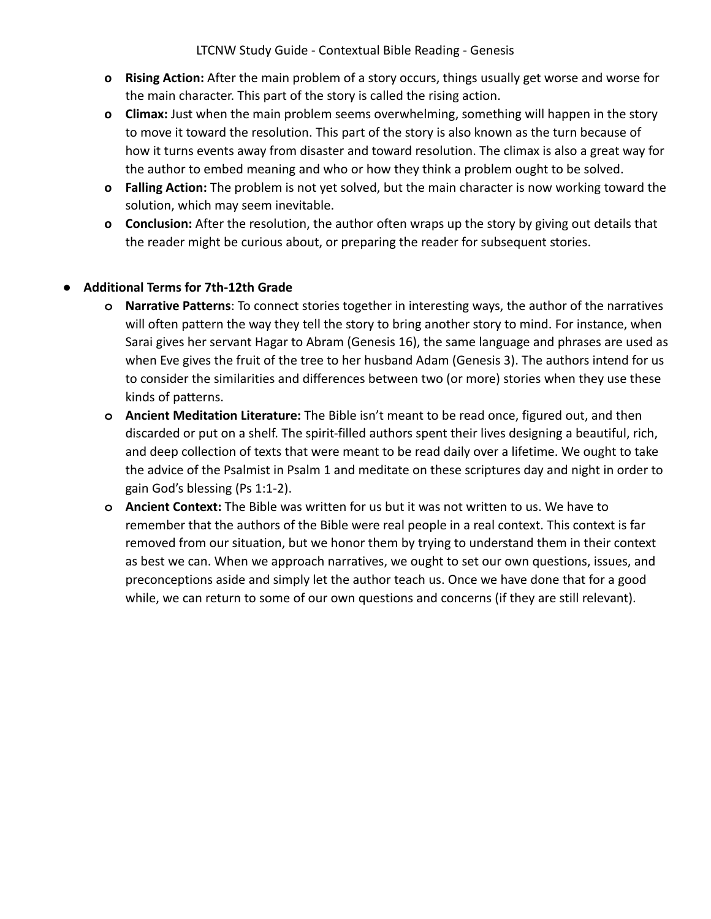- **Rising Action:** After the main problem of a story occurs, things usually get worse and worse for the main character. This part of the story is called the rising action.
- **Climax:** Just when the main problem seems overwhelming, something will happen in the story to move it toward the resolution. This part of the story is also known as the turn because of how it turns events away from disaster and toward resolution. The climax is also a great way for the author to embed meaning and who or how they think a problem ought to be solved.
- **Falling Action:** The problem is not yet solved, but the main character is now working toward the solution, which may seem inevitable.
- **Conclusion:** After the resolution, the author often wraps up the story by giving out details that the reader might be curious about, or preparing the reader for subsequent stories.

- **Additional Terms for 7th-12th Grade**
  - **Narrative Patterns**: To connect stories together in interesting ways, the author of the narratives will often pattern the way they tell the story to bring another story to mind. For instance, when Sarai gives her servant Hagar to Abram (Genesis 16), the same language and phrases are used as when Eve gives the fruit of the tree to her husband Adam (Genesis 3). The authors intend for us to consider the similarities and differences between two (or more) stories when they use these kinds of patterns.
  - **Ancient Meditation Literature:** The Bible isn't meant to be read once, figured out, and then discarded or put on a shelf. The spirit-filled authors spent their lives designing a beautiful, rich, and deep collection of texts that were meant to be read daily over a lifetime. We ought to take the advice of the Psalmist in Psalm 1 and meditate on these scriptures day and night in order to gain God's blessing (Ps 1:1-2).
  - **Ancient Context:** The Bible was written for us but it was not written to us. We have to remember that the authors of the Bible were real people in a real context. This context is far removed from our situation, but we honor them by trying to understand them in their context as best we can. When we approach narratives, we ought to set our own questions, issues, and preconceptions aside and simply let the author teach us. Once we have done that for a good while, we can return to some of our own questions and concerns (if they are still relevant).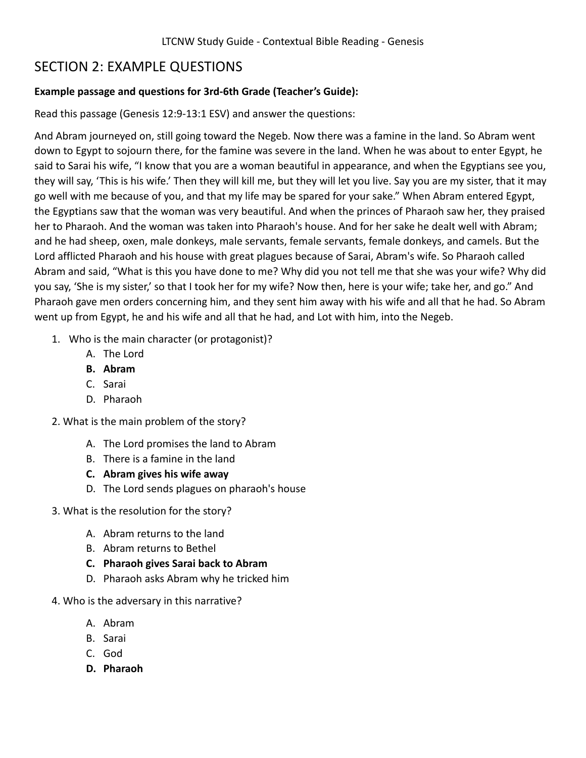## SECTION 2: EXAMPLE QUESTIONS

**Example passage and questions for 3rd-6th Grade (Teacher's Guide):**

Read this passage (Genesis 12:9-13:1 ESV) and answer the questions:

And Abram journeyed on, still going toward the Negeb. Now there was a famine in the land. So Abram went down to Egypt to sojourn there, for the famine was severe in the land. When he was about to enter Egypt, he said to Sarai his wife, "I know that you are a woman beautiful in appearance, and when the Egyptians see you, they will say, 'This is his wife.' Then they will kill me, but they will let you live. Say you are my sister, that it may go well with me because of you, and that my life may be spared for your sake." When Abram entered Egypt, the Egyptians saw that the woman was very beautiful. And when the princes of Pharaoh saw her, they praised her to Pharaoh. And the woman was taken into Pharaoh's house. And for her sake he dealt well with Abram; and he had sheep, oxen, male donkeys, male servants, female servants, female donkeys, and camels. But the Lord afflicted Pharaoh and his house with great plagues because of Sarai, Abram's wife. So Pharaoh called Abram and said, "What is this you have done to me? Why did you not tell me that she was your wife? Why did you say, 'She is my sister,' so that I took her for my wife? Now then, here is your wife; take her, and go." And Pharaoh gave men orders concerning him, and they sent him away with his wife and all that he had. So Abram went up from Egypt, he and his wife and all that he had, and Lot with him, into the Negeb.

1. Who is the main character (or protagonist)?
   - A. The Lord
   - **B. Abram**
   - C. Sarai
   - D. Pharaoh

2. What is the main problem of the story?
   - A. The Lord promises the land to Abram
   - B. There is a famine in the land
   - **C. Abram gives his wife away**
   - D. The Lord sends plagues on pharaoh's house

3. What is the resolution for the story?
   - A. Abram returns to the land
   - B. Abram returns to Bethel
   - **C. Pharaoh gives Sarai back to Abram**
   - D. Pharaoh asks Abram why he tricked him

4. Who is the adversary in this narrative?
   - A. Abram
   - B. Sarai
   - C. God
   - **D. Pharaoh**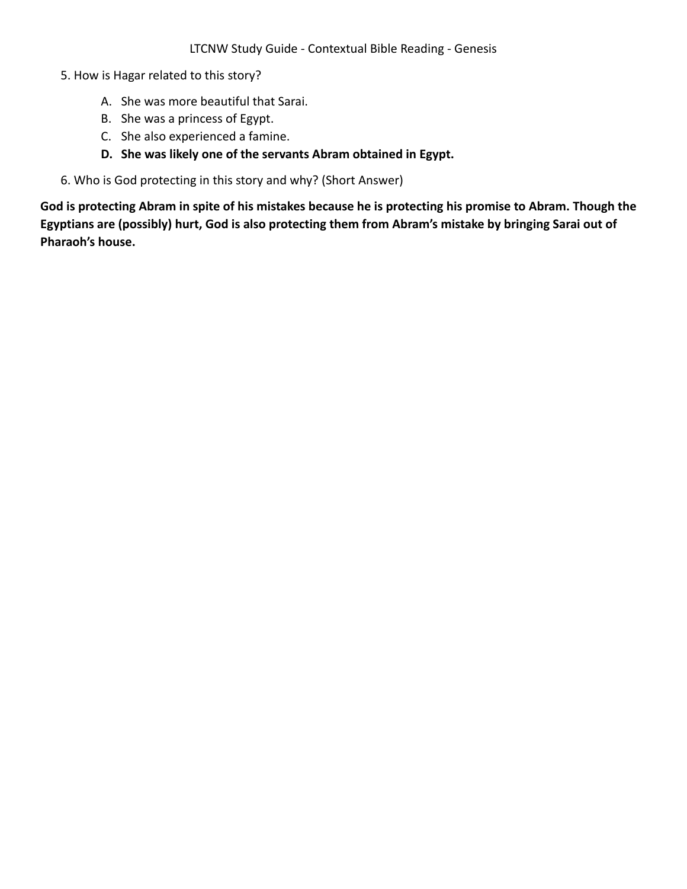5. How is Hagar related to this story?

   A. She was more beautiful that Sarai.
   B. She was a princess of Egypt.
   C. She also experienced a famine.
   **D. She was likely one of the servants Abram obtained in Egypt.**

6. Who is God protecting in this story and why? (Short Answer)

**God is protecting Abram in spite of his mistakes because he is protecting his promise to Abram. Though the Egyptians are (possibly) hurt, God is also protecting them from Abram's mistake by bringing Sarai out of Pharaoh's house.**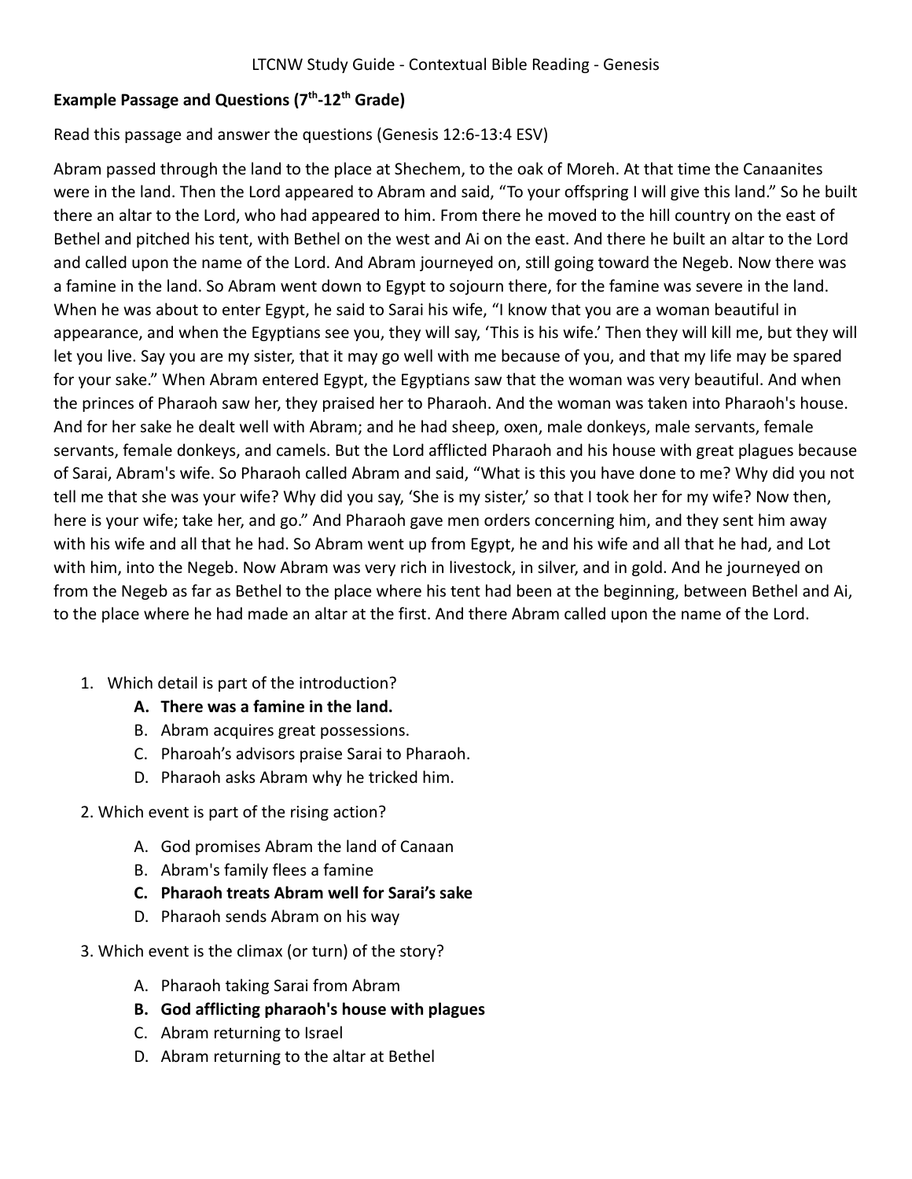LTCNW Study Guide - Contextual Bible Reading - Genesis

**Example Passage and Questions (7th-12th Grade)**

Read this passage and answer the questions (Genesis 12:6-13:4 ESV)

Abram passed through the land to the place at Shechem, to the oak of Moreh. At that time the Canaanites were in the land. Then the Lord appeared to Abram and said, "To your offspring I will give this land." So he built there an altar to the Lord, who had appeared to him. From there he moved to the hill country on the east of Bethel and pitched his tent, with Bethel on the west and Ai on the east. And there he built an altar to the Lord and called upon the name of the Lord. And Abram journeyed on, still going toward the Negeb. Now there was a famine in the land. So Abram went down to Egypt to sojourn there, for the famine was severe in the land. When he was about to enter Egypt, he said to Sarai his wife, "I know that you are a woman beautiful in appearance, and when the Egyptians see you, they will say, 'This is his wife.' Then they will kill me, but they will let you live. Say you are my sister, that it may go well with me because of you, and that my life may be spared for your sake." When Abram entered Egypt, the Egyptians saw that the woman was very beautiful. And when the princes of Pharaoh saw her, they praised her to Pharaoh. And the woman was taken into Pharaoh's house. And for her sake he dealt well with Abram; and he had sheep, oxen, male donkeys, male servants, female servants, female donkeys, and camels. But the Lord afflicted Pharaoh and his house with great plagues because of Sarai, Abram's wife. So Pharaoh called Abram and said, "What is this you have done to me? Why did you not tell me that she was your wife? Why did you say, 'She is my sister,' so that I took her for my wife? Now then, here is your wife; take her, and go." And Pharaoh gave men orders concerning him, and they sent him away with his wife and all that he had. So Abram went up from Egypt, he and his wife and all that he had, and Lot with him, into the Negeb. Now Abram was very rich in livestock, in silver, and in gold. And he journeyed on from the Negeb as far as Bethel to the place where his tent had been at the beginning, between Bethel and Ai, to the place where he had made an altar at the first. And there Abram called upon the name of the Lord.

1. Which detail is part of the introduction?
   - **A. There was a famine in the land.**
   - B. Abram acquires great possessions.
   - C. Pharoah's advisors praise Sarai to Pharaoh.
   - D. Pharaoh asks Abram why he tricked him.

2. Which event is part of the rising action?
   - A. God promises Abram the land of Canaan
   - B. Abram's family flees a famine
   - **C. Pharaoh treats Abram well for Sarai's sake**
   - D. Pharaoh sends Abram on his way

3. Which event is the climax (or turn) of the story?
   - A. Pharaoh taking Sarai from Abram
   - **B. God afflicting pharaoh's house with plagues**
   - C. Abram returning to Israel
   - D. Abram returning to the altar at Bethel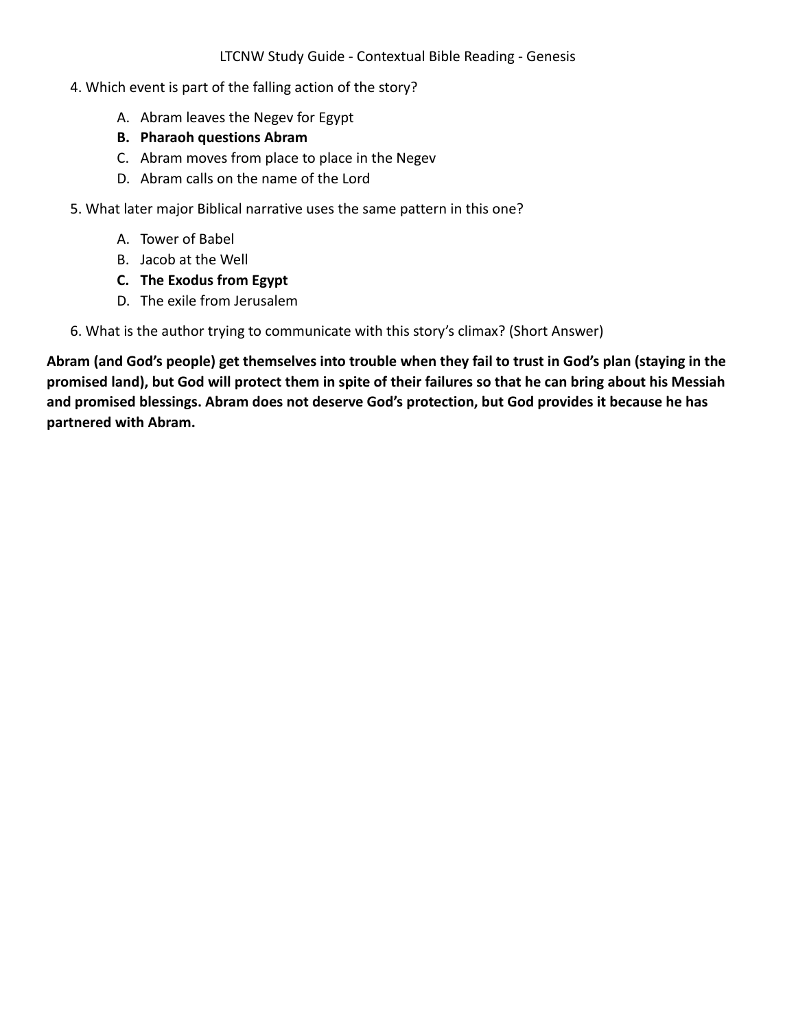4. Which event is part of the falling action of the story?

   A. Abram leaves the Negev for Egypt
   **B. Pharaoh questions Abram**
   C. Abram moves from place to place in the Negev
   D. Abram calls on the name of the Lord

5. What later major Biblical narrative uses the same pattern in this one?

   A. Tower of Babel
   B. Jacob at the Well
   **C. The Exodus from Egypt**
   D. The exile from Jerusalem

6. What is the author trying to communicate with this story's climax? (Short Answer)

**Abram (and God's people) get themselves into trouble when they fail to trust in God's plan (staying in the promised land), but God will protect them in spite of their failures so that he can bring about his Messiah and promised blessings. Abram does not deserve God's protection, but God provides it because he has partnered with Abram.**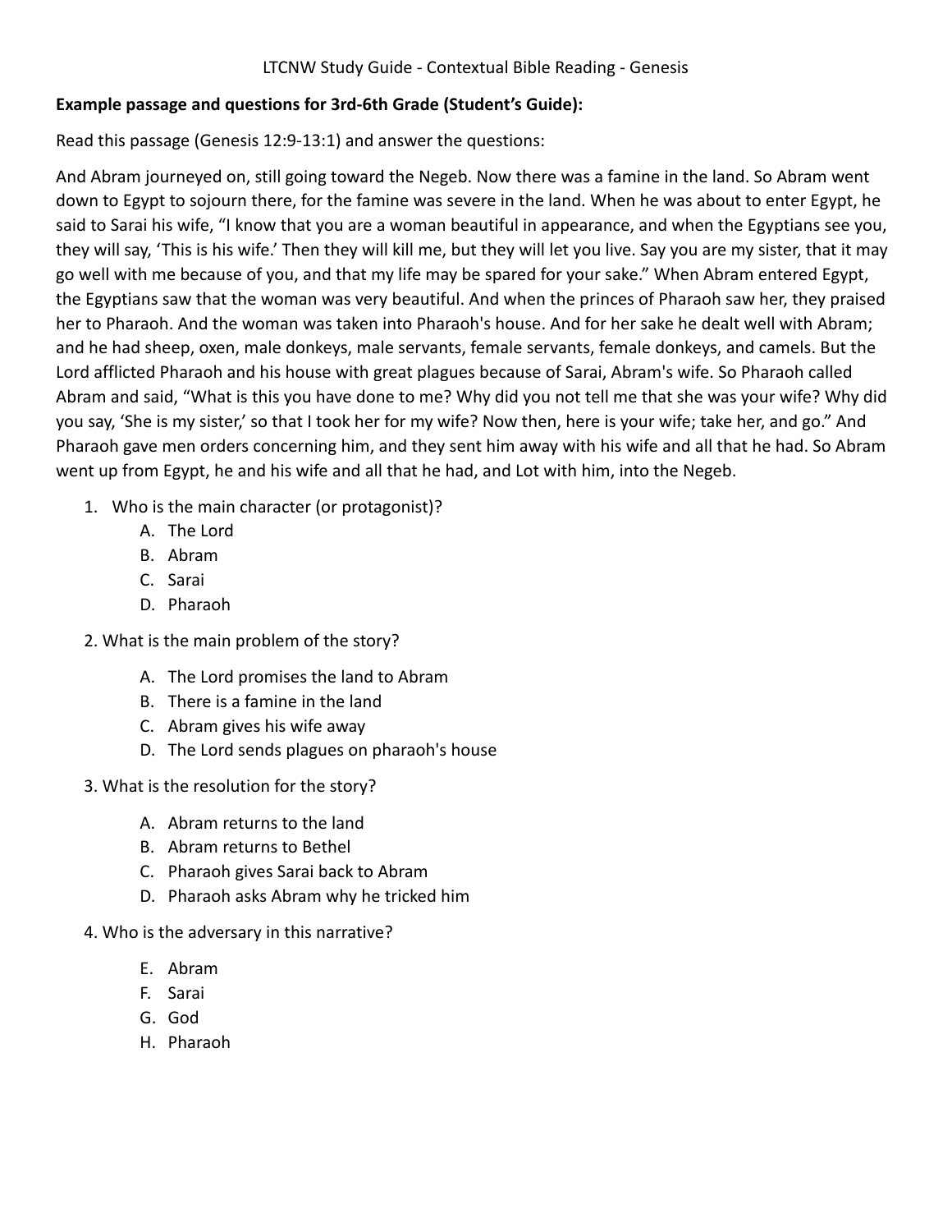**Example passage and questions for 3rd-6th Grade (Student's Guide):**

Read this passage (Genesis 12:9-13:1) and answer the questions:

And Abram journeyed on, still going toward the Negeb. Now there was a famine in the land. So Abram went down to Egypt to sojourn there, for the famine was severe in the land. When he was about to enter Egypt, he said to Sarai his wife, "I know that you are a woman beautiful in appearance, and when the Egyptians see you, they will say, 'This is his wife.' Then they will kill me, but they will let you live. Say you are my sister, that it may go well with me because of you, and that my life may be spared for your sake." When Abram entered Egypt, the Egyptians saw that the woman was very beautiful. And when the princes of Pharaoh saw her, they praised her to Pharaoh. And the woman was taken into Pharaoh's house. And for her sake he dealt well with Abram; and he had sheep, oxen, male donkeys, male servants, female servants, female donkeys, and camels. But the Lord afflicted Pharaoh and his house with great plagues because of Sarai, Abram's wife. So Pharaoh called Abram and said, "What is this you have done to me? Why did you not tell me that she was your wife? Why did you say, 'She is my sister,' so that I took her for my wife? Now then, here is your wife; take her, and go." And Pharaoh gave men orders concerning him, and they sent him away with his wife and all that he had. So Abram went up from Egypt, he and his wife and all that he had, and Lot with him, into the Negeb.

1. Who is the main character (or protagonist)?
    - A. The Lord
    - B. Abram
    - C. Sarai
    - D. Pharaoh

2. What is the main problem of the story?
    - A. The Lord promises the land to Abram
    - B. There is a famine in the land
    - C. Abram gives his wife away
    - D. The Lord sends plagues on pharaoh's house

3. What is the resolution for the story?
    - A. Abram returns to the land
    - B. Abram returns to Bethel
    - C. Pharaoh gives Sarai back to Abram
    - D. Pharaoh asks Abram why he tricked him

4. Who is the adversary in this narrative?
    - E. Abram
    - F. Sarai
    - G. God
    - H. Pharaoh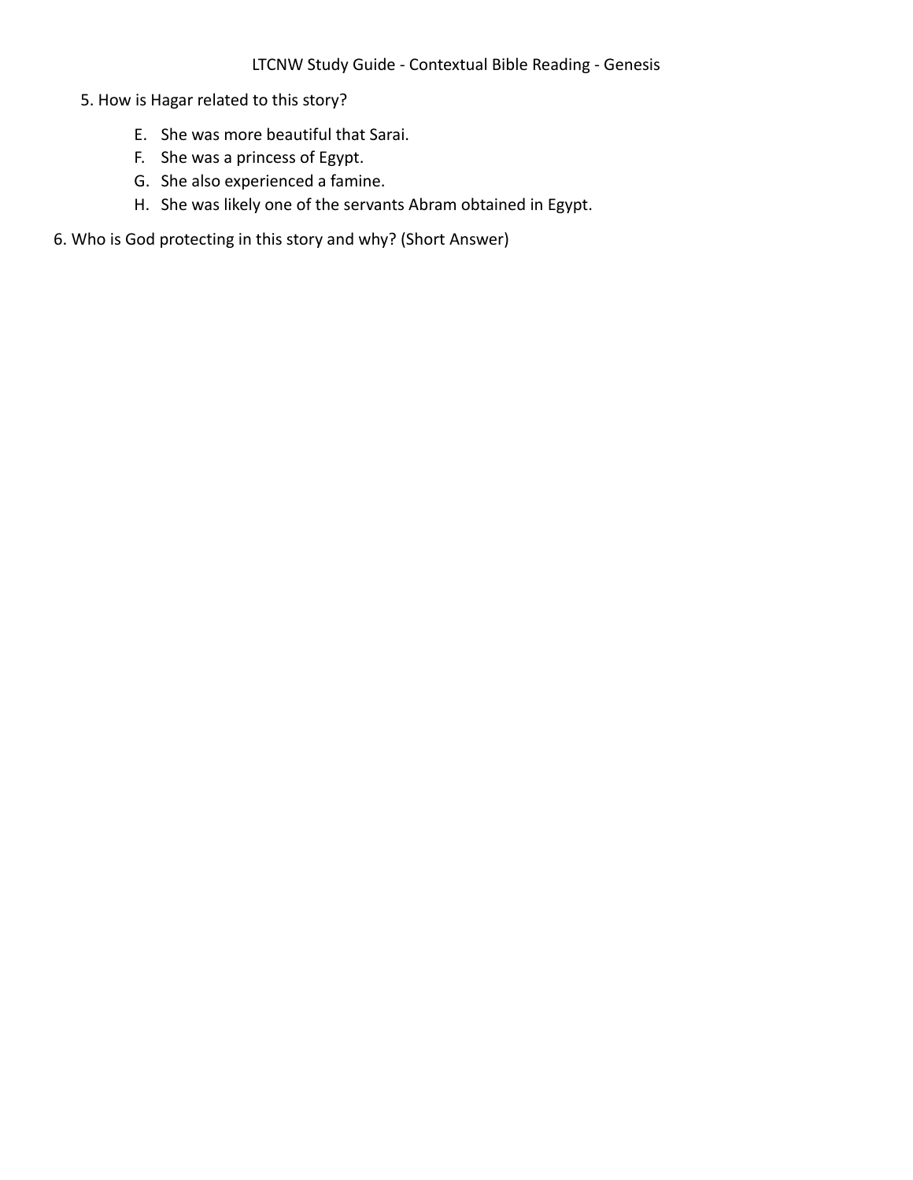5. How is Hagar related to this story?

    E. She was more beautiful that Sarai.
    F. She was a princess of Egypt.
    G. She also experienced a famine.
    H. She was likely one of the servants Abram obtained in Egypt.

6. Who is God protecting in this story and why? (Short Answer)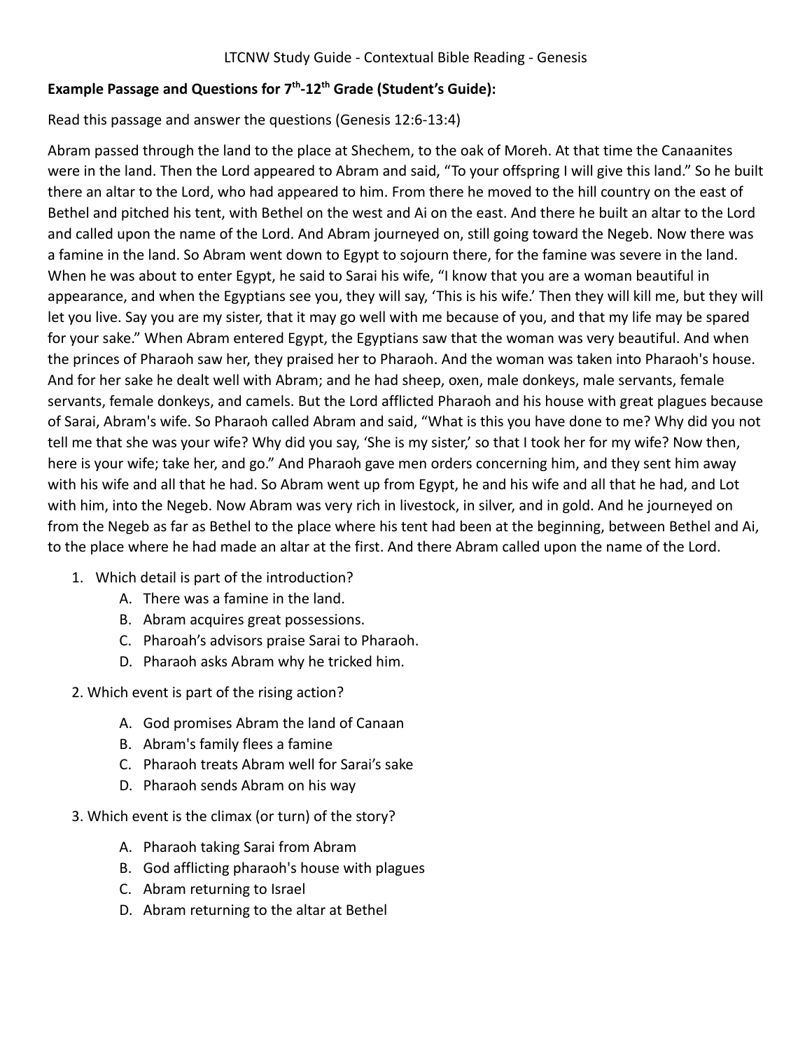LTCNW Study Guide - Contextual Bible Reading - Genesis

**Example Passage and Questions for 7th-12th Grade (Student's Guide):**

Read this passage and answer the questions (Genesis 12:6-13:4)

Abram passed through the land to the place at Shechem, to the oak of Moreh. At that time the Canaanites were in the land. Then the Lord appeared to Abram and said, "To your offspring I will give this land." So he built there an altar to the Lord, who had appeared to him. From there he moved to the hill country on the east of Bethel and pitched his tent, with Bethel on the west and Ai on the east. And there he built an altar to the Lord and called upon the name of the Lord. And Abram journeyed on, still going toward the Negeb. Now there was a famine in the land. So Abram went down to Egypt to sojourn there, for the famine was severe in the land. When he was about to enter Egypt, he said to Sarai his wife, "I know that you are a woman beautiful in appearance, and when the Egyptians see you, they will say, 'This is his wife.' Then they will kill me, but they will let you live. Say you are my sister, that it may go well with me because of you, and that my life may be spared for your sake." When Abram entered Egypt, the Egyptians saw that the woman was very beautiful. And when the princes of Pharaoh saw her, they praised her to Pharaoh. And the woman was taken into Pharaoh's house. And for her sake he dealt well with Abram; and he had sheep, oxen, male donkeys, male servants, female servants, female donkeys, and camels. But the Lord afflicted Pharaoh and his house with great plagues because of Sarai, Abram's wife. So Pharaoh called Abram and said, "What is this you have done to me? Why did you not tell me that she was your wife? Why did you say, 'She is my sister,' so that I took her for my wife? Now then, here is your wife; take her, and go." And Pharaoh gave men orders concerning him, and they sent him away with his wife and all that he had. So Abram went up from Egypt, he and his wife and all that he had, and Lot with him, into the Negeb. Now Abram was very rich in livestock, in silver, and in gold. And he journeyed on from the Negeb as far as Bethel to the place where his tent had been at the beginning, between Bethel and Ai, to the place where he had made an altar at the first. And there Abram called upon the name of the Lord.

1. Which detail is part of the introduction?
   - A. There was a famine in the land.
   - B. Abram acquires great possessions.
   - C. Pharoah's advisors praise Sarai to Pharaoh.
   - D. Pharaoh asks Abram why he tricked him.

2. Which event is part of the rising action?
   - A. God promises Abram the land of Canaan
   - B. Abram's family flees a famine
   - C. Pharaoh treats Abram well for Sarai's sake
   - D. Pharaoh sends Abram on his way

3. Which event is the climax (or turn) of the story?
   - A. Pharaoh taking Sarai from Abram
   - B. God afflicting pharaoh's house with plagues
   - C. Abram returning to Israel
   - D. Abram returning to the altar at Bethel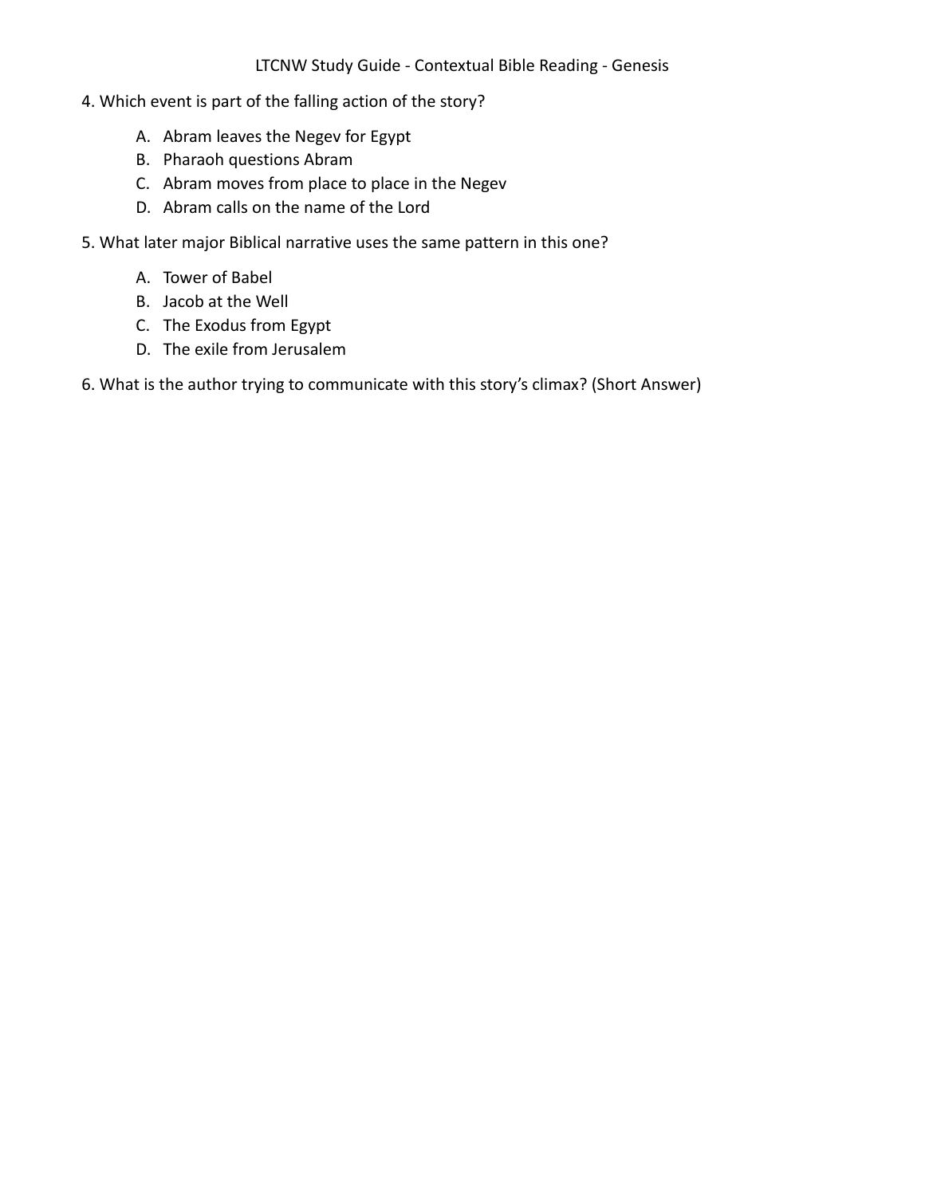4. Which event is part of the falling action of the story?

   A. Abram leaves the Negev for Egypt
   B. Pharaoh questions Abram
   C. Abram moves from place to place in the Negev
   D. Abram calls on the name of the Lord

5. What later major Biblical narrative uses the same pattern in this one?

   A. Tower of Babel
   B. Jacob at the Well
   C. The Exodus from Egypt
   D. The exile from Jerusalem

6. What is the author trying to communicate with this story's climax? (Short Answer)